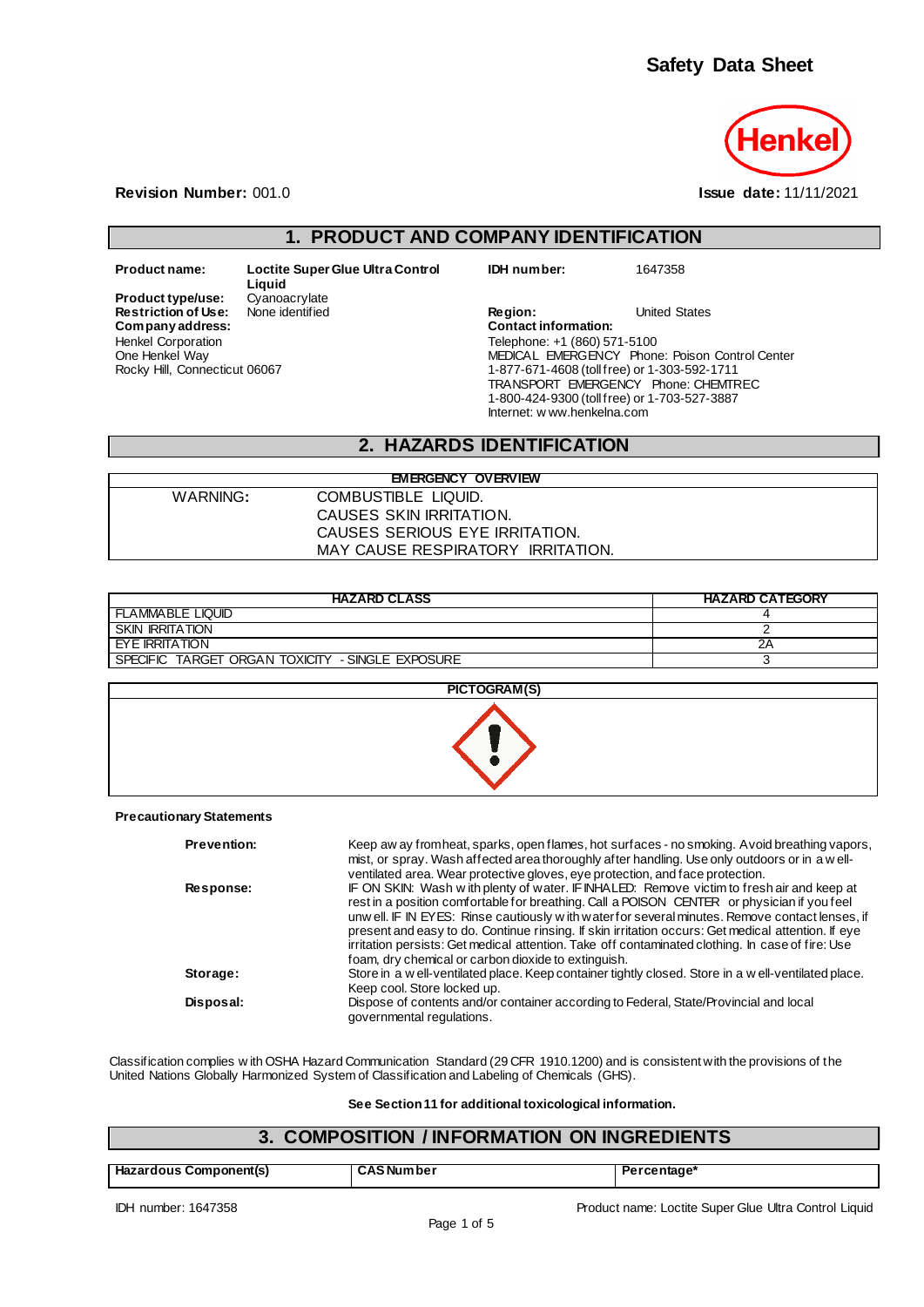# Safety Data Sheet

**Revision Number:** 001.0

**Issue date:** 11/11/2021

## 1. PRODUCT AND COMPANY IDENTIFICATION

**Product name:** Loctite Super Glue Ultra Control Liquid

**IDH number:** 1647358

**Product type/use:** Cyanoacrylate

**Restriction of Use:** None identified

**Region:** United States

**Company address:**
Henkel Corporation
One Henkel Way
Rocky Hill, Connecticut 06067

**Contact information:**
Telephone: +1 (860) 571-5100
MEDICAL EMERGENCY Phone: Poison Control Center
1-877-671-4608 (toll free) or 1-303-592-1711
TRANSPORT EMERGENCY Phone: CHEMTREC
1-800-424-9300 (toll free) or 1-703-527-3887
Internet: www.henkelna.com

## 2. HAZARDS IDENTIFICATION

| EMERGENCY OVERVIEW | |
|---|---|
| WARNING: | COMBUSTIBLE LIQUID.<br>CAUSES SKIN IRRITATION.<br>CAUSES SERIOUS EYE IRRITATION.<br>MAY CAUSE RESPIRATORY IRRITATION. |

| HAZARD CLASS | HAZARD CATEGORY |
|---|---|
| FLAMMABLE LIQUID | 4 |
| SKIN IRRITATION | 2 |
| EYE IRRITATION | 2A |
| SPECIFIC TARGET ORGAN TOXICITY - SINGLE EXPOSURE | 3 |

**PICTOGRAM(S)**

**Precautionary Statements**

**Prevention:** Keep away from heat, sparks, open flames, hot surfaces - no smoking. Avoid breathing vapors, mist, or spray. Wash affected area thoroughly after handling. Use only outdoors or in a well-ventilated area. Wear protective gloves, eye protection, and face protection.

**Response:** IF ON SKIN: Wash with plenty of water. IF INHALED: Remove victim to fresh air and keep at rest in a position comfortable for breathing. Call a POISON CENTER or physician if you feel unwell. IF IN EYES: Rinse cautiously with water for several minutes. Remove contact lenses, if present and easy to do. Continue rinsing. If skin irritation occurs: Get medical attention. If eye irritation persists: Get medical attention. Take off contaminated clothing. In case of fire: Use foam, dry chemical or carbon dioxide to extinguish.

**Storage:** Store in a well-ventilated place. Keep container tightly closed. Store in a well-ventilated place. Keep cool. Store locked up.

**Disposal:** Dispose of contents and/or container according to Federal, State/Provincial and local governmental regulations.

Classification complies with OSHA Hazard Communication Standard (29 CFR 1910.1200) and is consistent with the provisions of the United Nations Globally Harmonized System of Classification and Labeling of Chemicals (GHS).

**See Section 11 for additional toxicological information.**

## 3. COMPOSITION / INFORMATION ON INGREDIENTS

| Hazardous Component(s) | CAS Number | Percentage* |
|---|---|---|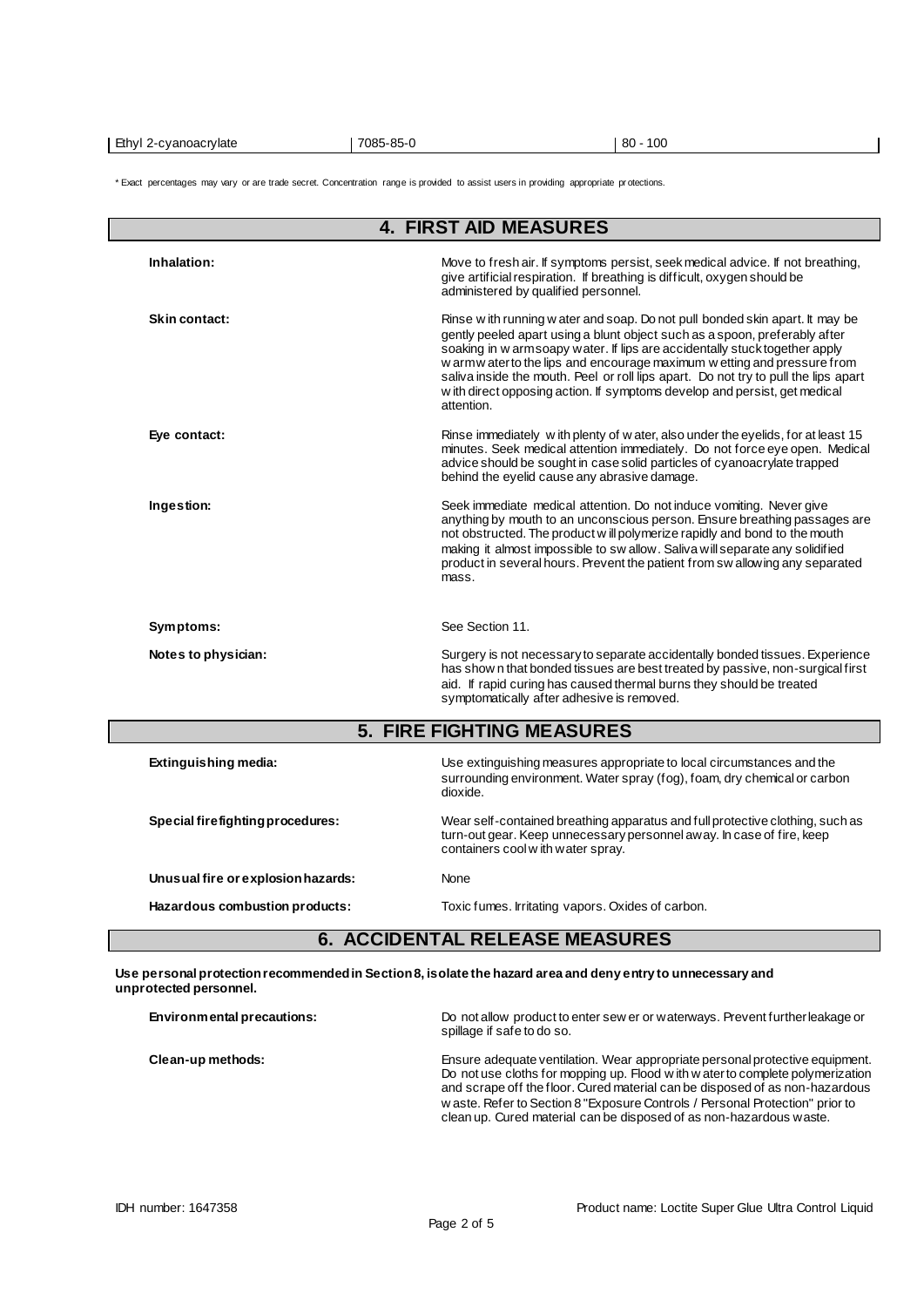| Ethyl 2-cyanoacrylate | 7085-85-0 | 80 - 100 |
|---|---|---|

* Exact percentages may vary or are trade secret. Concentration range is provided to assist users in providing appropriate protections.

## 4. FIRST AID MEASURES

**Inhalation:** Move to fresh air. If symptoms persist, seek medical advice. If not breathing, give artificial respiration. If breathing is difficult, oxygen should be administered by qualified personnel.

**Skin contact:** Rinse with running water and soap. Do not pull bonded skin apart. It may be gently peeled apart using a blunt object such as a spoon, preferably after soaking in warm soapy water. If lips are accidentally stuck together apply warm water to the lips and encourage maximum wetting and pressure from saliva inside the mouth. Peel or roll lips apart. Do not try to pull the lips apart with direct opposing action. If symptoms develop and persist, get medical attention.

**Eye contact:** Rinse immediately with plenty of water, also under the eyelids, for at least 15 minutes. Seek medical attention immediately. Do not force eye open. Medical advice should be sought in case solid particles of cyanoacrylate trapped behind the eyelid cause any abrasive damage.

**Ingestion:** Seek immediate medical attention. Do not induce vomiting. Never give anything by mouth to an unconscious person. Ensure breathing passages are not obstructed. The product will polymerize rapidly and bond to the mouth making it almost impossible to swallow. Saliva will separate any solidified product in several hours. Prevent the patient from swallowing any separated mass.

**Symptoms:** See Section 11.

**Notes to physician:** Surgery is not necessary to separate accidentally bonded tissues. Experience has shown that bonded tissues are best treated by passive, non-surgical first aid. If rapid curing has caused thermal burns they should be treated symptomatically after adhesive is removed.

## 5. FIRE FIGHTING MEASURES

**Extinguishing media:** Use extinguishing measures appropriate to local circumstances and the surrounding environment. Water spray (fog), foam, dry chemical or carbon dioxide.

**Special firefighting procedures:** Wear self-contained breathing apparatus and full protective clothing, such as turn-out gear. Keep unnecessary personnel away. In case of fire, keep containers cool with water spray.

**Unusual fire or explosion hazards:** None

**Hazardous combustion products:** Toxic fumes. Irritating vapors. Oxides of carbon.

## 6. ACCIDENTAL RELEASE MEASURES

**Use personal protection recommended in Section 8, isolate the hazard area and deny entry to unnecessary and unprotected personnel.**

**Environmental precautions:** Do not allow product to enter sewer or waterways. Prevent further leakage or spillage if safe to do so.

**Clean-up methods:** Ensure adequate ventilation. Wear appropriate personal protective equipment. Do not use cloths for mopping up. Flood with water to complete polymerization and scrape off the floor. Cured material can be disposed of as non-hazardous waste. Refer to Section 8 "Exposure Controls / Personal Protection" prior to clean up. Cured material can be disposed of as non-hazardous waste.

IDH number: 1647358 — Product name: Loctite Super Glue Ultra Control Liquid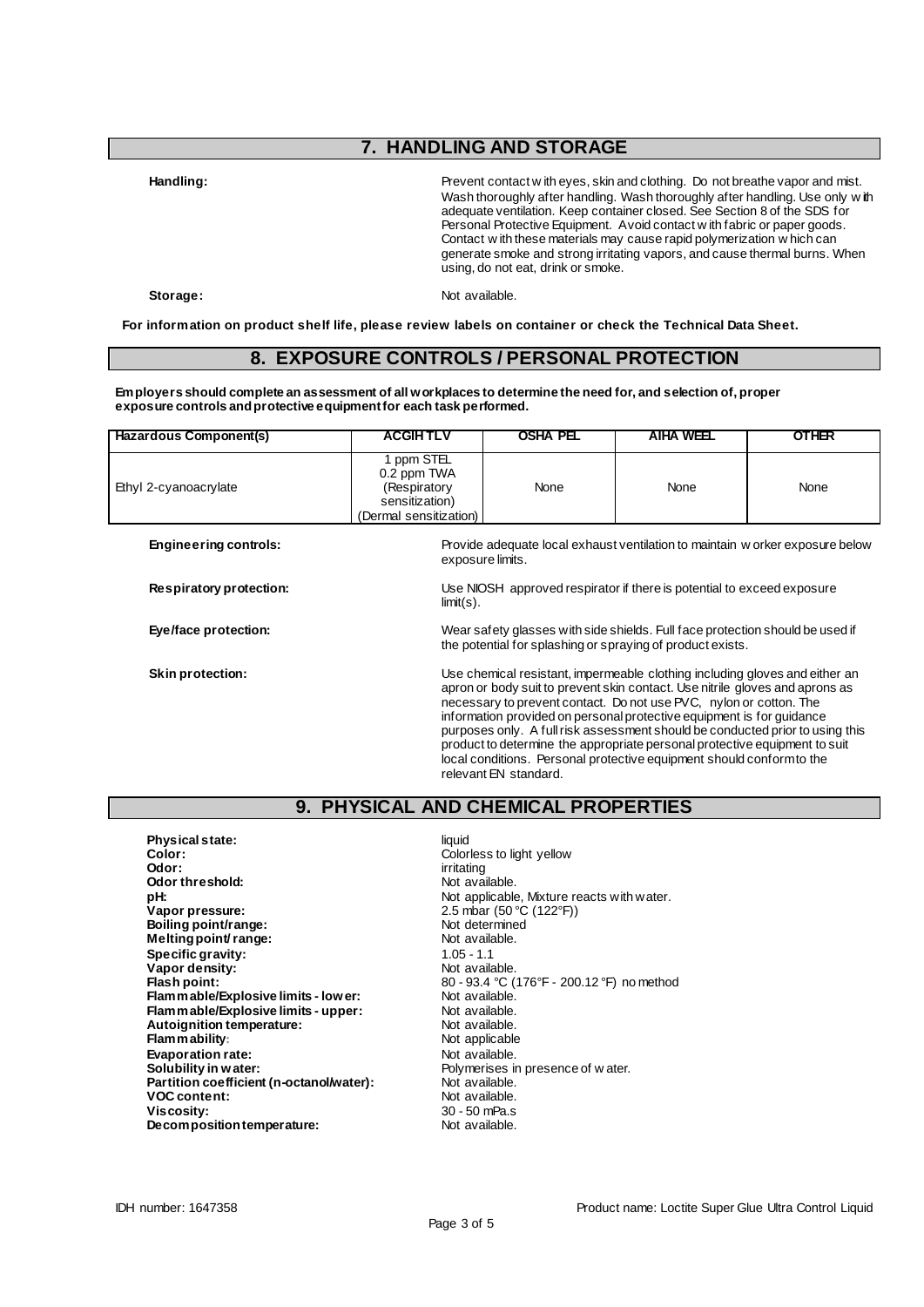## 7. HANDLING AND STORAGE

**Handling:** Prevent contact with eyes, skin and clothing. Do not breathe vapor and mist. Wash thoroughly after handling. Wash thoroughly after handling. Use only with adequate ventilation. Keep container closed. See Section 8 of the SDS for Personal Protective Equipment. Avoid contact with fabric or paper goods. Contact with these materials may cause rapid polymerization which can generate smoke and strong irritating vapors, and cause thermal burns. When using, do not eat, drink or smoke.

**Storage:** Not available.

**For information on product shelf life, please review labels on container or check the Technical Data Sheet.**

## 8. EXPOSURE CONTROLS / PERSONAL PROTECTION

**Employers should complete an assessment of all workplaces to determine the need for, and selection of, proper exposure controls and protective equipment for each task performed.**

| Hazardous Component(s) | ACGIH TLV | OSHA PEL | AIHA WEEL | OTHER |
| --- | --- | --- | --- | --- |
| Ethyl 2-cyanoacrylate | 1 ppm STEL<br>0.2 ppm TWA<br>(Respiratory sensitization)<br>(Dermal sensitization) | None | None | None |

**Engineering controls:** Provide adequate local exhaust ventilation to maintain worker exposure below exposure limits.

**Respiratory protection:** Use NIOSH approved respirator if there is potential to exceed exposure limit(s).

**Eye/face protection:** Wear safety glasses with side shields. Full face protection should be used if the potential for splashing or spraying of product exists.

**Skin protection:** Use chemical resistant, impermeable clothing including gloves and either an apron or body suit to prevent skin contact. Use nitrile gloves and aprons as necessary to prevent contact. Do not use PVC, nylon or cotton. The information provided on personal protective equipment is for guidance purposes only. A full risk assessment should be conducted prior to using this product to determine the appropriate personal protective equipment to suit local conditions. Personal protective equipment should conform to the relevant EN standard.

## 9. PHYSICAL AND CHEMICAL PROPERTIES

**Physical state:** liquid
**Color:** Colorless to light yellow
**Odor:** irritating
**Odor threshold:** Not available.
**pH:** Not applicable, Mixture reacts with water.
**Vapor pressure:** 2.5 mbar (50 °C (122°F))
**Boiling point/range:** Not determined
**Melting point/ range:** Not available.
**Specific gravity:** 1.05 - 1.1
**Vapor density:** Not available.
**Flash point:** 80 - 93.4 °C (176°F - 200.12 °F) no method
**Flammable/Explosive limits - lower:** Not available.
**Flammable/Explosive limits - upper:** Not available.
**Autoignition temperature:** Not available.
**Flammability:** Not applicable
**Evaporation rate:** Not available.
**Solubility in water:** Polymerises in presence of water.
**Partition coefficient (n-octanol/water):** Not available.
**VOC content:** Not available.
**Viscosity:** 30 - 50 mPa.s
**Decomposition temperature:** Not available.

IDH number: 1647358 Product name: Loctite Super Glue Ultra Control Liquid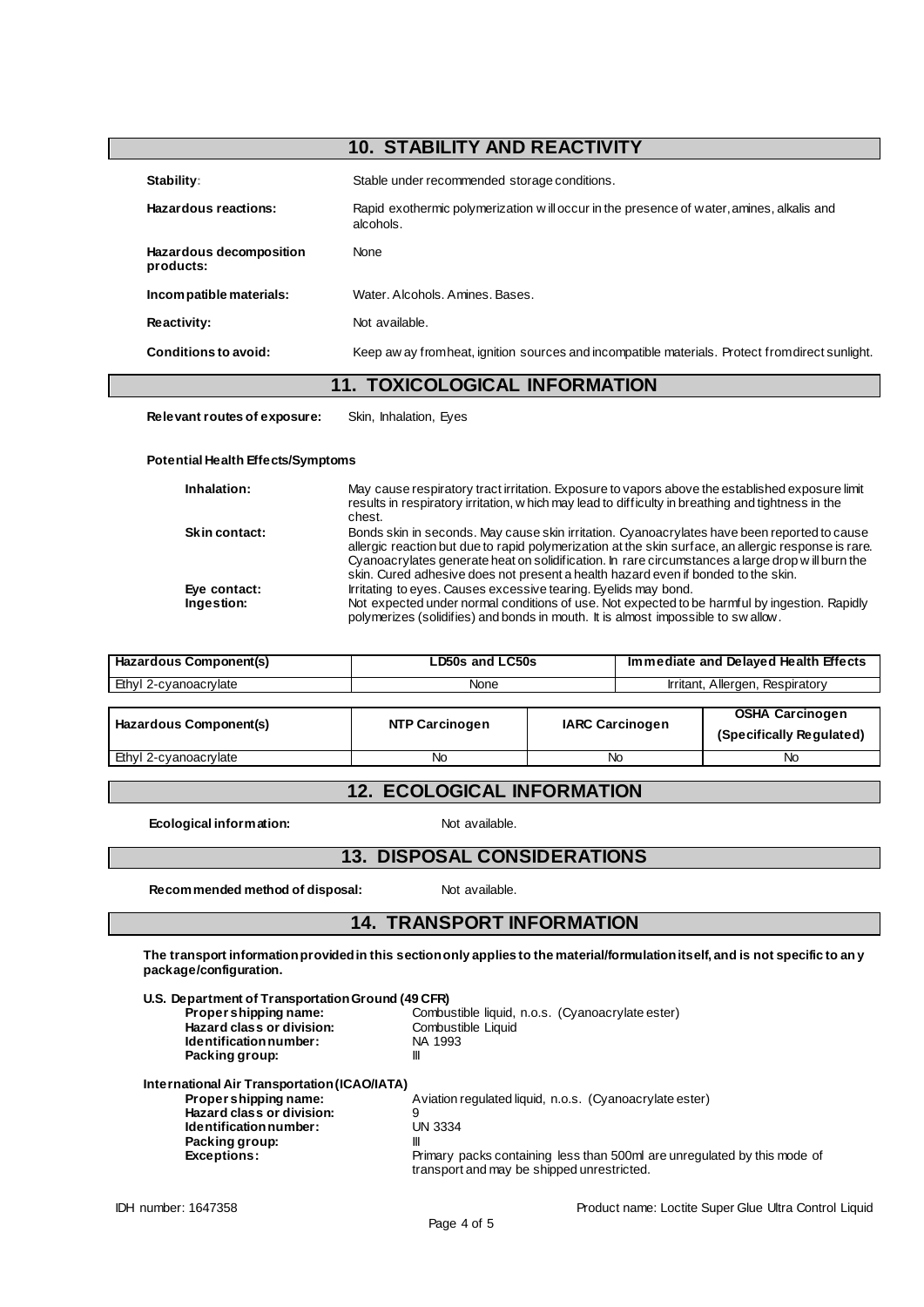## 10. STABILITY AND REACTIVITY

**Stability:** Stable under recommended storage conditions.

**Hazardous reactions:** Rapid exothermic polymerization will occur in the presence of water, amines, alkalis and alcohols.

**Hazardous decomposition products:** None

**Incompatible materials:** Water. Alcohols. Amines. Bases.

**Reactivity:** Not available.

**Conditions to avoid:** Keep away from heat, ignition sources and incompatible materials. Protect from direct sunlight.

## 11. TOXICOLOGICAL INFORMATION

**Relevant routes of exposure:** Skin, Inhalation, Eyes

**Potential Health Effects/Symptoms**

**Inhalation:** May cause respiratory tract irritation. Exposure to vapors above the established exposure limit results in respiratory irritation, which may lead to difficulty in breathing and tightness in the chest.

**Skin contact:** Bonds skin in seconds. May cause skin irritation. Cyanoacrylates have been reported to cause allergic reaction but due to rapid polymerization at the skin surface, an allergic response is rare. Cyanoacrylates generate heat on solidification. In rare circumstances a large drop will burn the skin. Cured adhesive does not present a health hazard even if bonded to the skin.

**Eye contact:** Irritating to eyes. Causes excessive tearing. Eyelids may bond.

**Ingestion:** Not expected under normal conditions of use. Not expected to be harmful by ingestion. Rapidly polymerizes (solidifies) and bonds in mouth. It is almost impossible to swallow.

| Hazardous Component(s) | LD50s and LC50s | Immediate and Delayed Health Effects |
|---|---|---|
| Ethyl 2-cyanoacrylate | None | Irritant, Allergen, Respiratory |

| Hazardous Component(s) | NTP Carcinogen | IARC Carcinogen | OSHA Carcinogen (Specifically Regulated) |
|---|---|---|---|
| Ethyl 2-cyanoacrylate | No | No | No |

## 12. ECOLOGICAL INFORMATION

**Ecological information:** Not available.

## 13. DISPOSAL CONSIDERATIONS

**Recommended method of disposal:** Not available.

## 14. TRANSPORT INFORMATION

**The transport information provided in this section only applies to the material/formulation itself, and is not specific to any package/configuration.**

**U.S. Department of Transportation Ground (49 CFR)**

- **Proper shipping name:** Combustible liquid, n.o.s. (Cyanoacrylate ester)
- **Hazard class or division:** Combustible Liquid
- **Identification number:** NA 1993
- **Packing group:** III

**International Air Transportation (ICAO/IATA)**

- **Proper shipping name:** Aviation regulated liquid, n.o.s. (Cyanoacrylate ester)
- **Hazard class or division:** 9
- **Identification number:** UN 3334
- **Packing group:** III
- **Exceptions:** Primary packs containing less than 500ml are unregulated by this mode of transport and may be shipped unrestricted.

IDH number: 1647358 Product name: Loctite Super Glue Ultra Control Liquid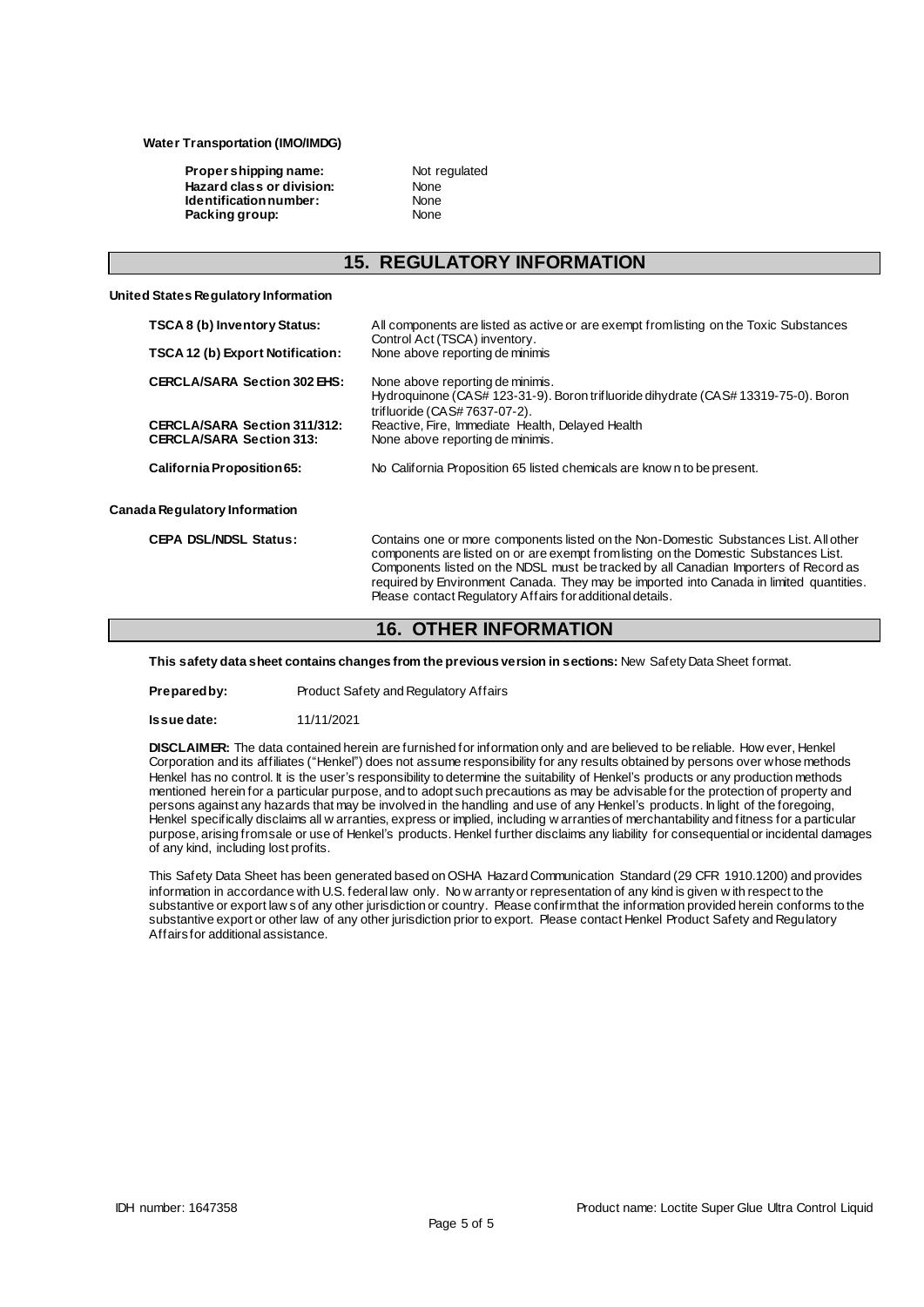**Water Transportation (IMO/IMDG)**

| | |
|---|---|
| **Proper shipping name:** | Not regulated |
| **Hazard class or division:** | None |
| **Identification number:** | None |
| **Packing group:** | None |

## 15. REGULATORY INFORMATION

**United States Regulatory Information**

| | |
|---|---|
| **TSCA 8 (b) Inventory Status:** | All components are listed as active or are exempt from listing on the Toxic Substances Control Act (TSCA) inventory. |
| **TSCA 12 (b) Export Notification:** | None above reporting de minimis |
| **CERCLA/SARA Section 302 EHS:** | None above reporting de minimis. Hydroquinone (CAS# 123-31-9). Boron trifluoride dihydrate (CAS# 13319-75-0). Boron trifluoride (CAS# 7637-07-2). |
| **CERCLA/SARA Section 311/312:** | Reactive, Fire, Immediate Health, Delayed Health |
| **CERCLA/SARA Section 313:** | None above reporting de minimis. |
| **California Proposition 65:** | No California Proposition 65 listed chemicals are known to be present. |

**Canada Regulatory Information**

| | |
|---|---|
| **CEPA DSL/NDSL Status:** | Contains one or more components listed on the Non-Domestic Substances List. All other components are listed on or are exempt from listing on the Domestic Substances List. Components listed on the NDSL must be tracked by all Canadian Importers of Record as required by Environment Canada. They may be imported into Canada in limited quantities. Please contact Regulatory Affairs for additional details. |

## 16. OTHER INFORMATION

**This safety data sheet contains changes from the previous version in sections:** New Safety Data Sheet format.

**Prepared by:** Product Safety and Regulatory Affairs

**Issue date:** 11/11/2021

**DISCLAIMER:** The data contained herein are furnished for information only and are believed to be reliable. However, Henkel Corporation and its affiliates ("Henkel") does not assume responsibility for any results obtained by persons over whose methods Henkel has no control. It is the user's responsibility to determine the suitability of Henkel's products or any production methods mentioned herein for a particular purpose, and to adopt such precautions as may be advisable for the protection of property and persons against any hazards that may be involved in the handling and use of any Henkel's products. In light of the foregoing, Henkel specifically disclaims all warranties, express or implied, including warranties of merchantability and fitness for a particular purpose, arising from sale or use of Henkel's products. Henkel further disclaims any liability for consequential or incidental damages of any kind, including lost profits.

This Safety Data Sheet has been generated based on OSHA Hazard Communication Standard (29 CFR 1910.1200) and provides information in accordance with U.S. federal law only. No warranty or representation of any kind is given with respect to the substantive or export laws of any other jurisdiction or country. Please confirm that the information provided herein conforms to the substantive export or other law of any other jurisdiction prior to export. Please contact Henkel Product Safety and Regulatory Affairs for additional assistance.

IDH number: 1647358

Product name: Loctite Super Glue Ultra Control Liquid